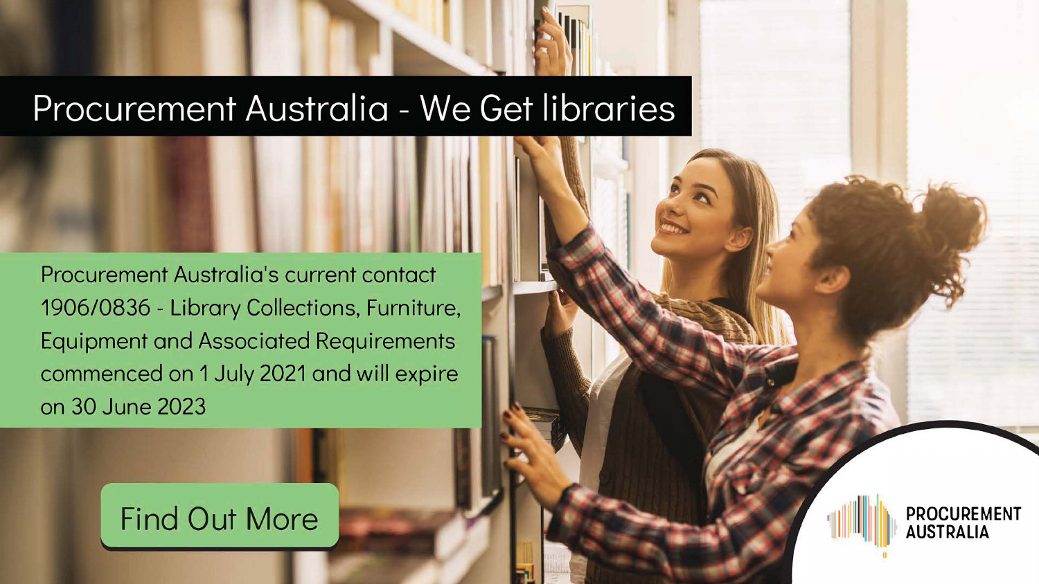# Procurement Australia - We Get libraries

Procurement Australia's current contact 1906/0836 - Library Collections, Furniture, Equipment and Associated Requirements commenced on 1 July 2021 and will expire on 30 June 2023

Find Out More

PROCUREMENT AUSTRALIA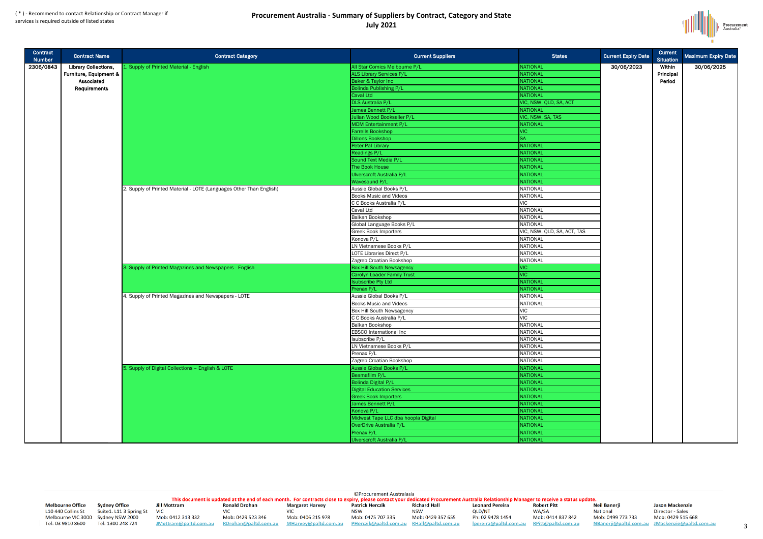( * ) - Recommend to contact Relationship or Contract Manager if services is required outside of listed states

# Procurement Australia - Summary of Suppliers by Contract, Category and State
## July 2021

| Contract Number | Contract Name | Contract Category | Current Suppliers | States | Current Expiry Date | Current Situation | Maximum Expiry Date |
|---|---|---|---|---|---|---|---|
| 2306/0843 | Library Collections, Furniture, Equipment & Associated Requirements | 1. Supply of Printed Material - English | All Star Comics Melbourne P/L | NATIONAL | 30/06/2023 | Within Principal Period | 30/06/2025 |
| | | | ALS Library Services P/L | NATIONAL | | | |
| | | | Baker & Taylor Inc | NATIONAL | | | |
| | | | Bolinda Publishing P/L | NATIONAL | | | |
| | | | Caval Ltd | NATIONAL | | | |
| | | | DLS Australia P/L | VIC, NSW, QLD, SA, ACT | | | |
| | | | James Bennett P/L | NATIONAL | | | |
| | | | Julian Wood Bookseller P/L | VIC, NSW, SA, TAS | | | |
| | | | MDM Entertainment P/L | NATIONAL | | | |
| | | | Farrells Bookshop | VIC | | | |
| | | | Dillons Bookshop | SA | | | |
| | | | Peter Pal Library | NATIONAL | | | |
| | | | Readings P/L | NATIONAL | | | |
| | | | Sound Text Media P/L | NATIONAL | | | |
| | | | The Book House | NATIONAL | | | |
| | | | Ulverscroft Australia P/L | NATIONAL | | | |
| | | | Wavesound P/L | NATIONAL | | | |
| | | 2. Supply of Printed Material - LOTE (Languages Other Than English) | Aussie Global Books P/L | NATIONAL | | | |
| | | | Books Music and Videos | NATIONAL | | | |
| | | | C C Books Australia P/L | VIC | | | |
| | | | Caval Ltd | NATIONAL | | | |
| | | | Balkan Bookshop | NATIONAL | | | |
| | | | Global Language Books P/L | NATIONAL | | | |
| | | | Greek Book Importers | VIC, NSW, QLD, SA, ACT, TAS | | | |
| | | | Konova P/L | NATIONAL | | | |
| | | | LN Vietnamese Books P/L | NATIONAL | | | |
| | | | LOTE Libraries Direct P/L | NATIONAL | | | |
| | | | Zagreb Croatian Bookshop | NATIONAL | | | |
| | | 3. Supply of Printed Magazines and Newspapers - English | Box Hill South Newsagency | VIC | | | |
| | | | Carolyn Loader Family Trust | VIC | | | |
| | | | Isubscribe Pty Ltd | NATIONAL | | | |
| | | | Prenax P/L | NATIONAL | | | |
| | | 4. Supply of Printed Magazines and Newspapers - LOTE | Aussie Global Books P/L | NATIONAL | | | |
| | | | Books Music and Videos | NATIONAL | | | |
| | | | Box Hill South Newsagency | VIC | | | |
| | | | C C Books Australia P/L | VIC | | | |
| | | | Balkan Bookshop | NATIONAL | | | |
| | | | EBSCO International Inc | NATIONAL | | | |
| | | | Isubscribe P/L | NATIONAL | | | |
| | | | LN Vietnamese Books P/L | NATIONAL | | | |
| | | | Prenax P/L | NATIONAL | | | |
| | | | Zagreb Croatian Bookshop | NATIONAL | | | |
| | | 5. Supply of Digital Collections – English & LOTE | Aussie Global Books P/L | NATIONAL | | | |
| | | | Beamafilm P/L | NATIONAL | | | |
| | | | Bolinda Digital P/L | NATIONAL | | | |
| | | | Digital Education Services | NATIONAL | | | |
| | | | Greek Book Importers | NATIONAL | | | |
| | | | James Bennett P/L | NATIONAL | | | |
| | | | Konova P/L | NATIONAL | | | |
| | | | Midwest Tape LLC dba hoopla Digital | NATIONAL | | | |
| | | | OverDrive Australia P/L | NATIONAL | | | |
| | | | Prenax P/L | NATIONAL | | | |
| | | | Ulverscroft Australia P/L | NATIONAL | | | |

©Procurement Australasia

This document is updated at the end of each month. For contracts close to expiry, please contact your dedicated Procurement Australia Relationship Manager to receive a status update.

| Melbourne Office | Sydney Office | Jill Mottram | Ronald Drohan | Margaret Harvey | Patrick Herczik | Richard Hall | Leonard Pereira | Robert Pitt | Neil Banerji | Jason Mackenzie |
|---|---|---|---|---|---|---|---|---|---|---|
| L10 440 Collins St | Suite1. L11 3 Spring St | VIC | VIC | VIC | NSW | NSW | QLD/NT | WA/SA | National | Director - Sales |
| Melbourne VIC 3000 | Sydney NSW 2000 | Mob: 0412 313 332 | Mob: 0429 523 346 | Mob: 0406 215 978 | Mob: 0475 707 335 | Mob: 0429 357 655 | Ph: 02 9478 1454 | Mob: 0414 837 842 | Mob: 0499 773 733 | Mob: 0429 515 668 |
| Tel: 03 9810 8600 | Tel: 1300 248 724 | JMottram@paltd.com.au | RDrohan@paltd.com.au | MHarvey@paltd.com.au | PHerczik@paltd.com.au | RHall@paltd.com.au | lpereira@paltd.com.au | RPitt@paltd.com.au | NBanerji@paltd.com.au | JMackenzie@paltd.com.au |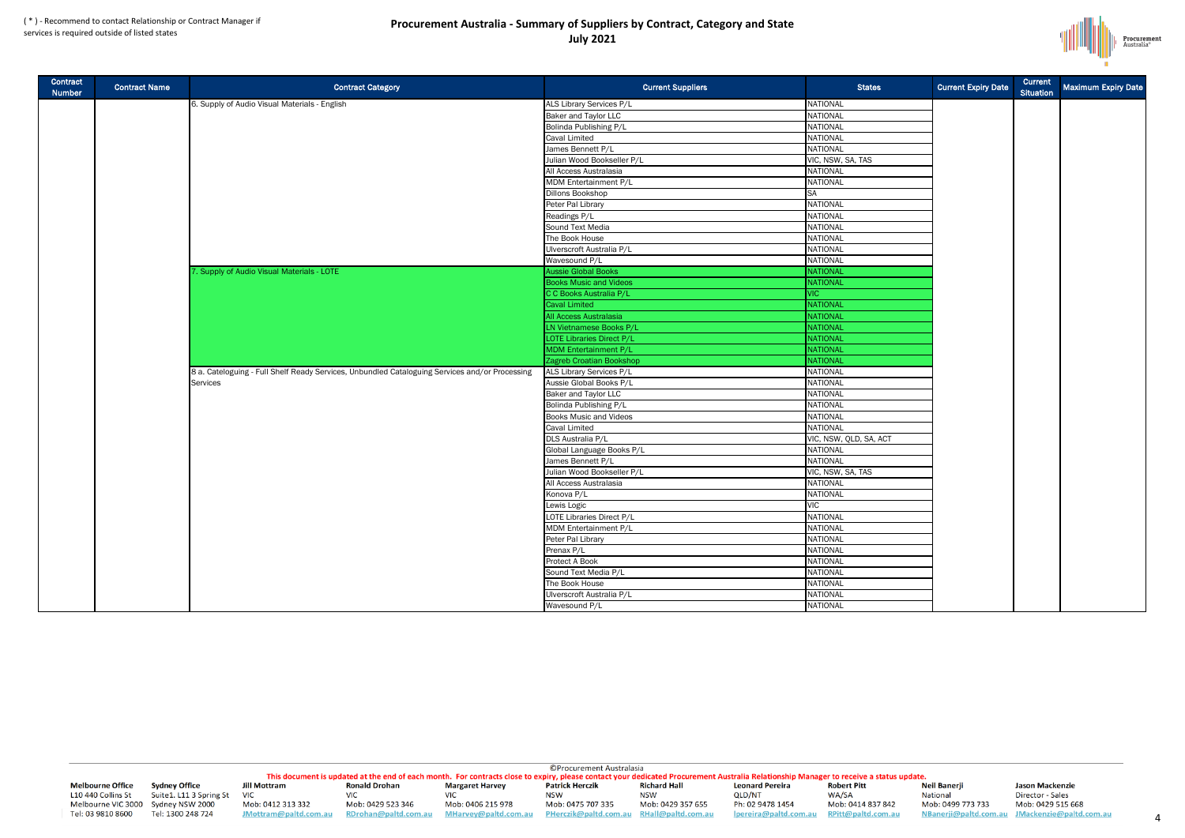( * ) - Recommend to contact Relationship or Contract Manager if services is required outside of listed states

# Procurement Australia - Summary of Suppliers by Contract, Category and State
## July 2021

| Contract Number | Contract Name | Contract Category | Current Suppliers | States | Current Expiry Date | Current Situation | Maximum Expiry Date |
|---|---|---|---|---|---|---|---|
| | | 6. Supply of Audio Visual Materials - English | ALS Library Services P/L | NATIONAL | | | |
| | | | Baker and Taylor LLC | NATIONAL | | | |
| | | | Bolinda Publishing P/L | NATIONAL | | | |
| | | | Caval Limited | NATIONAL | | | |
| | | | James Bennett P/L | NATIONAL | | | |
| | | | Julian Wood Bookseller P/L | VIC, NSW, SA, TAS | | | |
| | | | All Access Australasia | NATIONAL | | | |
| | | | MDM Entertainment P/L | NATIONAL | | | |
| | | | Dillons Bookshop | SA | | | |
| | | | Peter Pal Library | NATIONAL | | | |
| | | | Readings P/L | NATIONAL | | | |
| | | | Sound Text Media | NATIONAL | | | |
| | | | The Book House | NATIONAL | | | |
| | | | Ulverscroft Australia P/L | NATIONAL | | | |
| | | | Wavesound P/L | NATIONAL | | | |
| | | 7. Supply of Audio Visual Materials - LOTE | Aussie Global Books | NATIONAL | | | |
| | | | Books Music and Videos | NATIONAL | | | |
| | | | C C Books Australia P/L | VIC | | | |
| | | | Caval Limited | NATIONAL | | | |
| | | | All Access Australasia | NATIONAL | | | |
| | | | LN Vietnamese Books P/L | NATIONAL | | | |
| | | | LOTE Libraries Direct P/L | NATIONAL | | | |
| | | | MDM Entertainment P/L | NATIONAL | | | |
| | | | Zagreb Croatian Bookshop | NATIONAL | | | |
| | | 8 a. Cataloguing - Full Shelf Ready Services, Unbundled Cataloguing Services and/or Processing Services | ALS Library Services P/L | NATIONAL | | | |
| | | | Aussie Global Books P/L | NATIONAL | | | |
| | | | Baker and Taylor LLC | NATIONAL | | | |
| | | | Bolinda Publishing P/L | NATIONAL | | | |
| | | | Books Music and Videos | NATIONAL | | | |
| | | | Caval Limited | NATIONAL | | | |
| | | | DLS Australia P/L | VIC, NSW, QLD, SA, ACT | | | |
| | | | Global Language Books P/L | NATIONAL | | | |
| | | | James Bennett P/L | NATIONAL | | | |
| | | | Julian Wood Bookseller P/L | VIC, NSW, SA, TAS | | | |
| | | | All Access Australasia | NATIONAL | | | |
| | | | Konova P/L | NATIONAL | | | |
| | | | Lewis Logic | VIC | | | |
| | | | LOTE Libraries Direct P/L | NATIONAL | | | |
| | | | MDM Entertainment P/L | NATIONAL | | | |
| | | | Peter Pal Library | NATIONAL | | | |
| | | | Prenax P/L | NATIONAL | | | |
| | | | Protect A Book | NATIONAL | | | |
| | | | Sound Text Media P/L | NATIONAL | | | |
| | | | The Book House | NATIONAL | | | |
| | | | Ulverscroft Australia P/L | NATIONAL | | | |
| | | | Wavesound P/L | NATIONAL | | | |

©Procurement Australasia

This document is updated at the end of each month. For contracts close to expiry, please contact your dedicated Procurement Australia Relationship Manager to receive a status update.

| Melbourne Office | Sydney Office | Jill Mottram | Ronald Drohan | Margaret Harvey | Patrick Herczik | Richard Hall | Leonard Pereira | Robert Pitt | Neil Banerji | Jason Mackenzie |
|---|---|---|---|---|---|---|---|---|---|---|
| L10 440 Collins St | Suite1. L11 3 Spring St | VIC | VIC | VIC | NSW | NSW | QLD/NT | WA/SA | National | Director - Sales |
| Melbourne VIC 3000 | Sydney NSW 2000 | Mob: 0412 313 332 | Mob: 0429 523 346 | Mob: 0406 215 978 | Mob: 0475 707 335 | Mob: 0429 357 655 | Ph: 02 9478 1454 | Mob: 0414 837 842 | Mob: 0499 773 733 | Mob: 0429 515 668 |
| Tel: 03 9810 8600 | Tel: 1300 248 724 | JMottram@paltd.com.au | RDrohan@paltd.com.au | MHarvey@paltd.com.au | PHerczik@paltd.com.au | RHall@paltd.com.au | lpereira@paltd.com.au | RPitt@paltd.com.au | NBanerji@paltd.com.au | JMackenzie@paltd.com.au |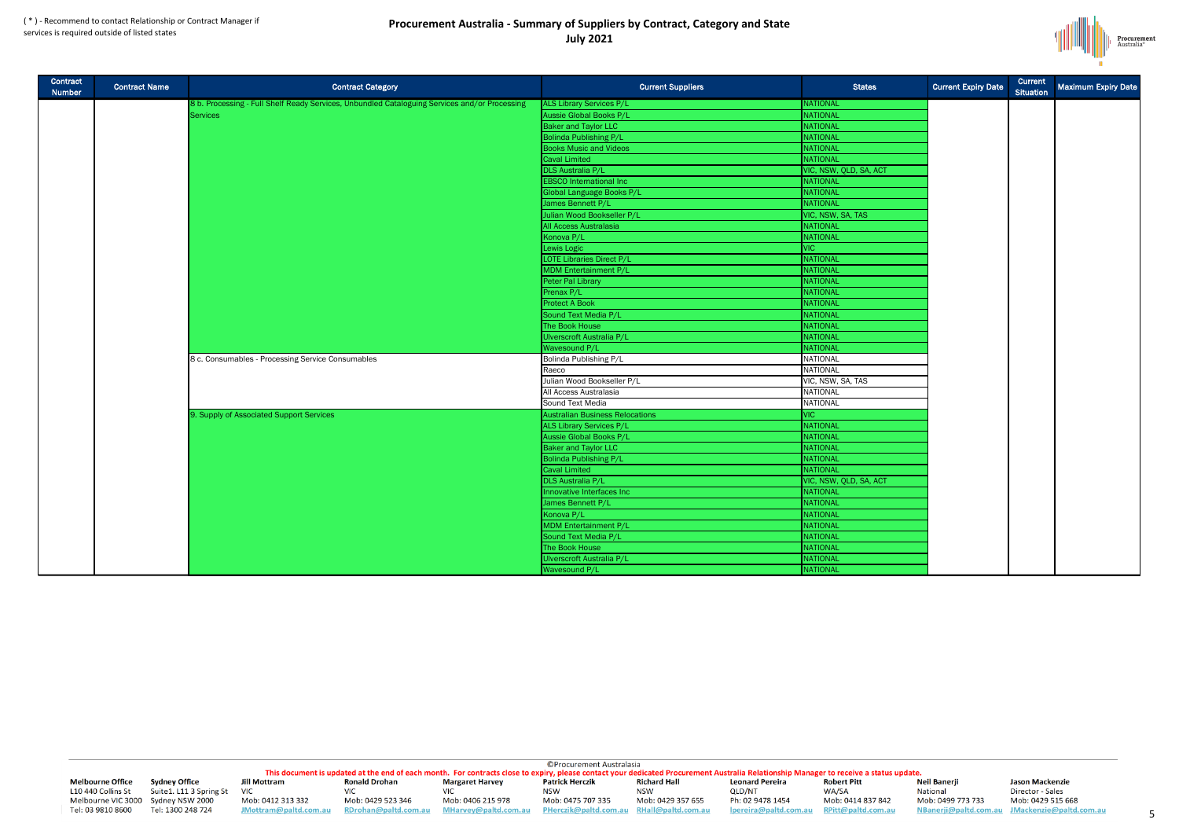( * ) - Recommend to contact Relationship or Contract Manager if services is required outside of listed states

# Procurement Australia - Summary of Suppliers by Contract, Category and State
## July 2021

| Contract Number | Contract Name | Contract Category | Current Suppliers | States | Current Expiry Date | Current Situation | Maximum Expiry Date |
|---|---|---|---|---|---|---|---|
| | | 8 b. Processing - Full Shelf Ready Services, Unbundled Cataloguing Services and/or Processing Services | ALS Library Services P/L | NATIONAL | | | |
| | | | Aussie Global Books P/L | NATIONAL | | | |
| | | | Baker and Taylor LLC | NATIONAL | | | |
| | | | Bolinda Publishing P/L | NATIONAL | | | |
| | | | Books Music and Videos | NATIONAL | | | |
| | | | Caval Limited | NATIONAL | | | |
| | | | DLS Australia P/L | VIC, NSW, QLD, SA, ACT | | | |
| | | | EBSCO International Inc | NATIONAL | | | |
| | | | Global Language Books P/L | NATIONAL | | | |
| | | | James Bennett P/L | NATIONAL | | | |
| | | | Julian Wood Bookseller P/L | VIC, NSW, SA, TAS | | | |
| | | | All Access Australasia | NATIONAL | | | |
| | | | Konova P/L | NATIONAL | | | |
| | | | Lewis Logic | VIC | | | |
| | | | LOTE Libraries Direct P/L | NATIONAL | | | |
| | | | MDM Entertainment P/L | NATIONAL | | | |
| | | | Peter Pal Library | NATIONAL | | | |
| | | | Prenax P/L | NATIONAL | | | |
| | | | Protect A Book | NATIONAL | | | |
| | | | Sound Text Media P/L | NATIONAL | | | |
| | | | The Book House | NATIONAL | | | |
| | | | Ulverscroft Australia P/L | NATIONAL | | | |
| | | | Wavesound P/L | NATIONAL | | | |
| | | 8 c. Consumables - Processing Service Consumables | Bolinda Publishing P/L | NATIONAL | | | |
| | | | Raeco | NATIONAL | | | |
| | | | Julian Wood Bookseller P/L | VIC, NSW, SA, TAS | | | |
| | | | All Access Australasia | NATIONAL | | | |
| | | | Sound Text Media | NATIONAL | | | |
| | | 9. Supply of Associated Support Services | Australian Business Relocations | VIC | | | |
| | | | ALS Library Services P/L | NATIONAL | | | |
| | | | Aussie Global Books P/L | NATIONAL | | | |
| | | | Baker and Taylor LLC | NATIONAL | | | |
| | | | Bolinda Publishing P/L | NATIONAL | | | |
| | | | Caval Limited | NATIONAL | | | |
| | | | DLS Australia P/L | VIC, NSW, QLD, SA, ACT | | | |
| | | | Innovative Interfaces Inc | NATIONAL | | | |
| | | | James Bennett P/L | NATIONAL | | | |
| | | | Konova P/L | NATIONAL | | | |
| | | | MDM Entertainment P/L | NATIONAL | | | |
| | | | Sound Text Media P/L | NATIONAL | | | |
| | | | The Book House | NATIONAL | | | |
| | | | Ulverscroft Australia P/L | NATIONAL | | | |
| | | | Wavesound P/L | NATIONAL | | | |

©Procurement Australasia

This document is updated at the end of each month. For contracts close to expiry, please contact your dedicated Procurement Australia Relationship Manager to receive a status update.

| Melbourne Office | Sydney Office | Jill Mottram | Ronald Drohan | Margaret Harvey | Patrick Herczik | Richard Hall | Leonard Pereira | Robert Pitt | Neil Banerji | Jason Mackenzie |
|---|---|---|---|---|---|---|---|---|---|---|
| L10 440 Collins St | Suite1. L11 3 Spring St | VIC | VIC | VIC | NSW | NSW | QLD/NT | WA/SA | National | Director - Sales |
| Melbourne VIC 3000 | Sydney NSW 2000 | Mob: 0412 313 332 | Mob: 0429 523 346 | Mob: 0406 215 978 | Mob: 0475 707 335 | Mob: 0429 357 655 | Ph: 02 9478 1454 | Mob: 0414 837 842 | Mob: 0499 773 733 | Mob: 0429 515 668 |
| Tel: 03 9810 8600 | Tel: 1300 248 724 | JMottram@paltd.com.au | RDrohan@paltd.com.au | MHarvey@paltd.com.au | PHerczik@paltd.com.au | RHall@paltd.com.au | lpereira@paltd.com.au | RPitt@paltd.com.au | NBanerji@paltd.com.au | JMackenzie@paltd.com.au |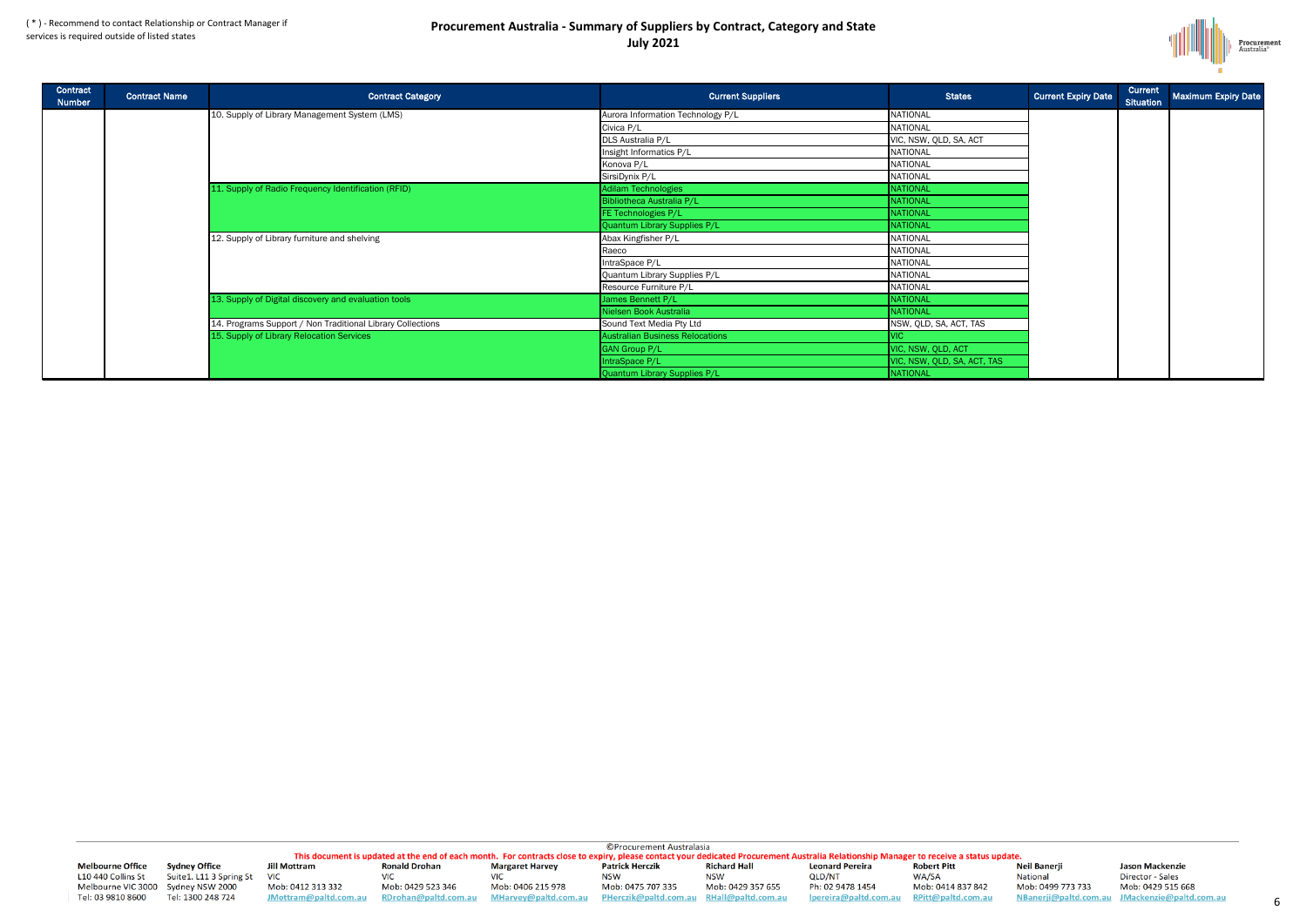( * ) - Recommend to contact Relationship or Contract Manager if services is required outside of listed states

# Procurement Australia - Summary of Suppliers by Contract, Category and State
## July 2021

| Contract Number | Contract Name | Contract Category | Current Suppliers | States | Current Expiry Date | Current Situation | Maximum Expiry Date |
|---|---|---|---|---|---|---|---|
| | | 10. Supply of Library Management System (LMS) | Aurora Information Technology P/L | NATIONAL | | | |
| | | | Civica P/L | NATIONAL | | | |
| | | | DLS Australia P/L | VIC, NSW, QLD, SA, ACT | | | |
| | | | Insight Informatics P/L | NATIONAL | | | |
| | | | Konova P/L | NATIONAL | | | |
| | | | SirsiDynix P/L | NATIONAL | | | |
| | | 11. Supply of Radio Frequency Identification (RFID) | Adilam Technologies | NATIONAL | | | |
| | | | Bibliotheca Australia P/L | NATIONAL | | | |
| | | | FE Technologies P/L | NATIONAL | | | |
| | | | Quantum Library Supplies P/L | NATIONAL | | | |
| | | 12. Supply of Library furniture and shelving | Abax Kingfisher P/L | NATIONAL | | | |
| | | | Raeco | NATIONAL | | | |
| | | | IntraSpace P/L | NATIONAL | | | |
| | | | Quantum Library Supplies P/L | NATIONAL | | | |
| | | | Resource Furniture P/L | NATIONAL | | | |
| | | 13. Supply of Digital discovery and evaluation tools | James Bennett P/L | NATIONAL | | | |
| | | | Nielsen Book Australia | NATIONAL | | | |
| | | 14. Programs Support / Non Traditional Library Collections | Sound Text Media Pty Ltd | NSW, QLD, SA, ACT, TAS | | | |
| | | 15. Supply of Library Relocation Services | Australian Business Relocations | VIC | | | |
| | | | GAN Group P/L | VIC, NSW, QLD, ACT | | | |
| | | | IntraSpace P/L | VIC, NSW, QLD, SA, ACT, TAS | | | |
| | | | Quantum Library Supplies P/L | NATIONAL | | | |

©Procurement Australasia

This document is updated at the end of each month. For contracts close to expiry, please contact your dedicated Procurement Australia Relationship Manager to receive a status update.

| Melbourne Office | Sydney Office | Jill Mottram | Ronald Drohan | Margaret Harvey | Patrick Herczik | Richard Hall | Leonard Pereira | Robert Pitt | Neil Banerji | Jason Mackenzie |
|---|---|---|---|---|---|---|---|---|---|---|
| L10 440 Collins St | Suite1. L11 3 Spring St | VIC | VIC | VIC | NSW | NSW | QLD/NT | WA/SA | National | Director - Sales |
| Melbourne VIC 3000 | Sydney NSW 2000 | Mob: 0412 313 332 | Mob: 0429 523 346 | Mob: 0406 215 978 | Mob: 0475 707 335 | Mob: 0429 357 655 | Ph: 02 9478 1454 | Mob: 0414 837 842 | Mob: 0499 773 733 | Mob: 0429 515 668 |
| Tel: 03 9810 8600 | Tel: 1300 248 724 | JMottram@paltd.com.au | RDrohan@paltd.com.au | MHarvey@paltd.com.au | PHerczik@paltd.com.au | RHall@paltd.com.au | lpereira@paltd.com.au | RPitt@paltd.com.au | NBanerji@paltd.com.au | JMackenzie@paltd.com.au |